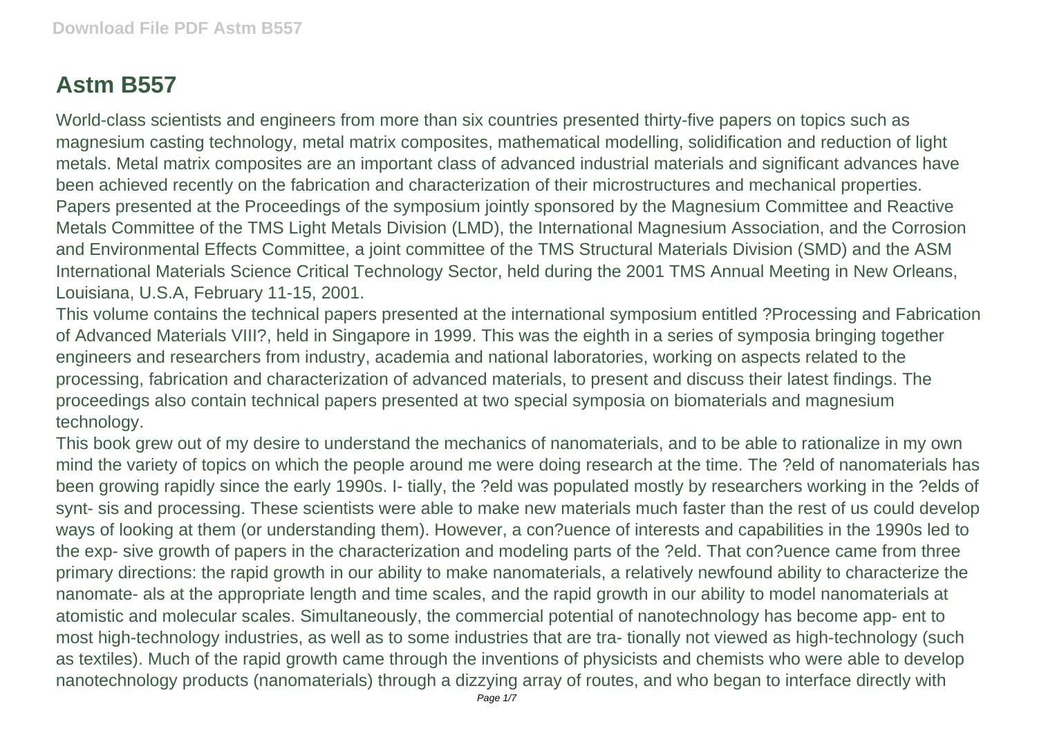# Astm B557

World-class scientists and engineers from more than six countries presented thirty-five papers on topics such as magnesium casting technology, metal matrix composites, mathematical modelling, solidification and reduction of light metals. Metal matrix composites are an important class of advanced industrial materials and significant advances have been achieved recently on the fabrication and characterization of their microstructures and mechanical properties.

Papers presented at the Proceedings of the symposium jointly sponsored by the Magnesium Committee and Reactive Metals Committee of the TMS Light Metals Division (LMD), the International Magnesium Association, and the Corrosion and Environmental Effects Committee, a joint committee of the TMS Structural Materials Division (SMD) and the ASM International Materials Science Critical Technology Sector, held during the 2001 TMS Annual Meeting in New Orleans, Louisiana, U.S.A, February 11-15, 2001.

This volume contains the technical papers presented at the international symposium entitled ?Processing and Fabrication of Advanced Materials VIII?, held in Singapore in 1999. This was the eighth in a series of symposia bringing together engineers and researchers from industry, academia and national laboratories, working on aspects related to the processing, fabrication and characterization of advanced materials, to present and discuss their latest findings. The proceedings also contain technical papers presented at two special symposia on biomaterials and magnesium technology.

This book grew out of my desire to understand the mechanics of nanomaterials, and to be able to rationalize in my own mind the variety of topics on which the people around me were doing research at the time. The ?eld of nanomaterials has been growing rapidly since the early 1990s. I- tially, the ?eld was populated mostly by researchers working in the ?elds of synt- sis and processing. These scientists were able to make new materials much faster than the rest of us could develop ways of looking at them (or understanding them). However, a con?uence of interests and capabilities in the 1990s led to the exp- sive growth of papers in the characterization and modeling parts of the ?eld. That con?uence came from three primary directions: the rapid growth in our ability to make nanomaterials, a relatively newfound ability to characterize the nanomate- als at the appropriate length and time scales, and the rapid growth in our ability to model nanomaterials at atomistic and molecular scales. Simultaneously, the commercial potential of nanotechnology has become app- ent to most high-technology industries, as well as to some industries that are tra- tionally not viewed as high-technology (such as textiles). Much of the rapid growth came through the inventions of physicists and chemists who were able to develop nanotechnology products (nanomaterials) through a dizzying array of routes, and who began to interface directly with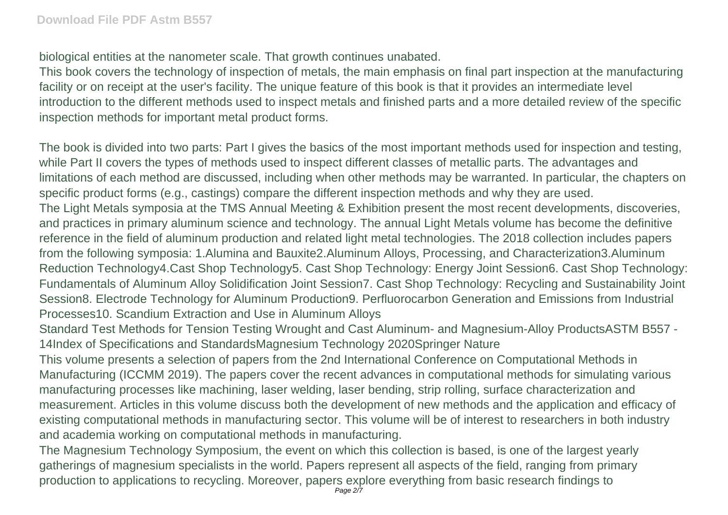biological entities at the nanometer scale. That growth continues unabated.

This book covers the technology of inspection of metals, the main emphasis on final part inspection at the manufacturing facility or on receipt at the user's facility. The unique feature of this book is that it provides an intermediate level introduction to the different methods used to inspect metals and finished parts and a more detailed review of the specific inspection methods for important metal product forms.

The book is divided into two parts: Part I gives the basics of the most important methods used for inspection and testing, while Part II covers the types of methods used to inspect different classes of metallic parts. The advantages and limitations of each method are discussed, including when other methods may be warranted. In particular, the chapters on specific product forms (e.g., castings) compare the different inspection methods and why they are used.

The Light Metals symposia at the TMS Annual Meeting & Exhibition present the most recent developments, discoveries, and practices in primary aluminum science and technology. The annual Light Metals volume has become the definitive reference in the field of aluminum production and related light metal technologies. The 2018 collection includes papers from the following symposia: 1.Alumina and Bauxite2.Aluminum Alloys, Processing, and Characterization3.Aluminum Reduction Technology4.Cast Shop Technology5. Cast Shop Technology: Energy Joint Session6. Cast Shop Technology: Fundamentals of Aluminum Alloy Solidification Joint Session7. Cast Shop Technology: Recycling and Sustainability Joint Session8. Electrode Technology for Aluminum Production9. Perfluorocarbon Generation and Emissions from Industrial Processes10. Scandium Extraction and Use in Aluminum Alloys

Standard Test Methods for Tension Testing Wrought and Cast Aluminum- and Magnesium-Alloy ProductsASTM B557 - 14Index of Specifications and StandardsMagnesium Technology 2020Springer Nature

This volume presents a selection of papers from the 2nd International Conference on Computational Methods in Manufacturing (ICCMM 2019). The papers cover the recent advances in computational methods for simulating various manufacturing processes like machining, laser welding, laser bending, strip rolling, surface characterization and measurement. Articles in this volume discuss both the development of new methods and the application and efficacy of existing computational methods in manufacturing sector. This volume will be of interest to researchers in both industry and academia working on computational methods in manufacturing.

The Magnesium Technology Symposium, the event on which this collection is based, is one of the largest yearly gatherings of magnesium specialists in the world. Papers represent all aspects of the field, ranging from primary production to applications to recycling. Moreover, papers explore everything from basic research findings to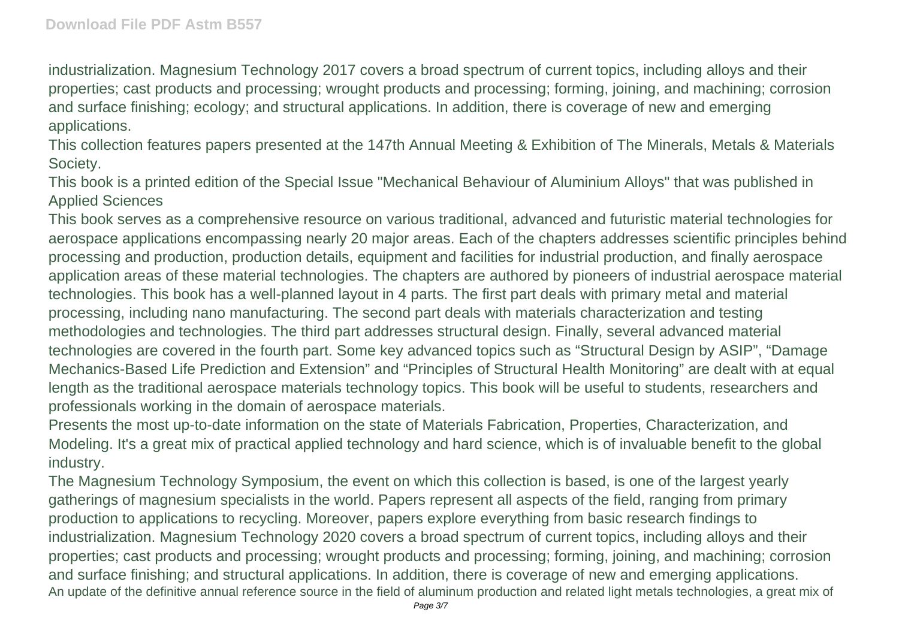industrialization. Magnesium Technology 2017 covers a broad spectrum of current topics, including alloys and their properties; cast products and processing; wrought products and processing; forming, joining, and machining; corrosion and surface finishing; ecology; and structural applications. In addition, there is coverage of new and emerging applications.

This collection features papers presented at the 147th Annual Meeting & Exhibition of The Minerals, Metals & Materials Society.

This book is a printed edition of the Special Issue "Mechanical Behaviour of Aluminium Alloys" that was published in Applied Sciences

This book serves as a comprehensive resource on various traditional, advanced and futuristic material technologies for aerospace applications encompassing nearly 20 major areas. Each of the chapters addresses scientific principles behind processing and production, production details, equipment and facilities for industrial production, and finally aerospace application areas of these material technologies. The chapters are authored by pioneers of industrial aerospace material technologies. This book has a well-planned layout in 4 parts. The first part deals with primary metal and material processing, including nano manufacturing. The second part deals with materials characterization and testing methodologies and technologies. The third part addresses structural design. Finally, several advanced material technologies are covered in the fourth part. Some key advanced topics such as “Structural Design by ASIP”, “Damage Mechanics-Based Life Prediction and Extension” and “Principles of Structural Health Monitoring” are dealt with at equal length as the traditional aerospace materials technology topics. This book will be useful to students, researchers and professionals working in the domain of aerospace materials.

Presents the most up-to-date information on the state of Materials Fabrication, Properties, Characterization, and Modeling. It's a great mix of practical applied technology and hard science, which is of invaluable benefit to the global industry.

The Magnesium Technology Symposium, the event on which this collection is based, is one of the largest yearly gatherings of magnesium specialists in the world. Papers represent all aspects of the field, ranging from primary production to applications to recycling. Moreover, papers explore everything from basic research findings to industrialization. Magnesium Technology 2020 covers a broad spectrum of current topics, including alloys and their properties; cast products and processing; wrought products and processing; forming, joining, and machining; corrosion and surface finishing; and structural applications. In addition, there is coverage of new and emerging applications.

An update of the definitive annual reference source in the field of aluminum production and related light metals technologies, a great mix of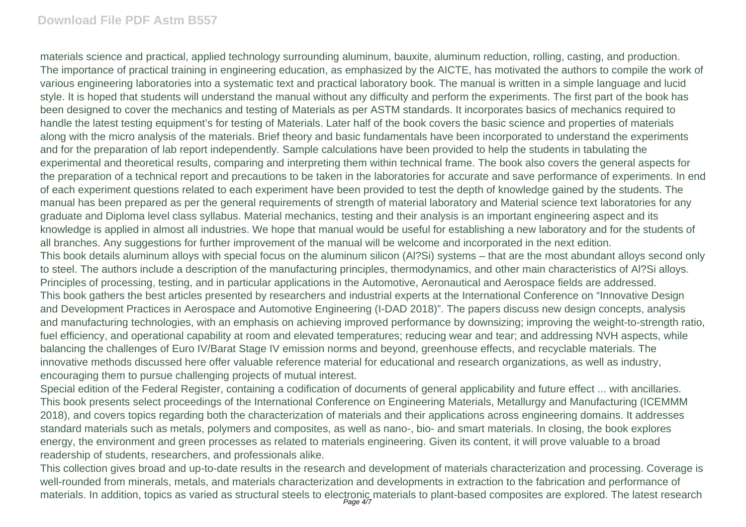materials science and practical, applied technology surrounding aluminum, bauxite, aluminum reduction, rolling, casting, and production.

The importance of practical training in engineering education, as emphasized by the AICTE, has motivated the authors to compile the work of various engineering laboratories into a systematic text and practical laboratory book. The manual is written in a simple language and lucid style. It is hoped that students will understand the manual without any difficulty and perform the experiments. The first part of the book has been designed to cover the mechanics and testing of Materials as per ASTM standards. It incorporates basics of mechanics required to handle the latest testing equipment's for testing of Materials. Later half of the book covers the basic science and properties of materials along with the micro analysis of the materials. Brief theory and basic fundamentals have been incorporated to understand the experiments and for the preparation of lab report independently. Sample calculations have been provided to help the students in tabulating the experimental and theoretical results, comparing and interpreting them within technical frame. The book also covers the general aspects for the preparation of a technical report and precautions to be taken in the laboratories for accurate and save performance of experiments. In end of each experiment questions related to each experiment have been provided to test the depth of knowledge gained by the students. The manual has been prepared as per the general requirements of strength of material laboratory and Material science text laboratories for any graduate and Diploma level class syllabus. Material mechanics, testing and their analysis is an important engineering aspect and its knowledge is applied in almost all industries. We hope that manual would be useful for establishing a new laboratory and for the students of all branches. Any suggestions for further improvement of the manual will be welcome and incorporated in the next edition.

This book details aluminum alloys with special focus on the aluminum silicon (Al?Si) systems – that are the most abundant alloys second only to steel. The authors include a description of the manufacturing principles, thermodynamics, and other main characteristics of Al?Si alloys. Principles of processing, testing, and in particular applications in the Automotive, Aeronautical and Aerospace fields are addressed.

This book gathers the best articles presented by researchers and industrial experts at the International Conference on "Innovative Design and Development Practices in Aerospace and Automotive Engineering (I-DAD 2018)". The papers discuss new design concepts, analysis and manufacturing technologies, with an emphasis on achieving improved performance by downsizing; improving the weight-to-strength ratio, fuel efficiency, and operational capability at room and elevated temperatures; reducing wear and tear; and addressing NVH aspects, while balancing the challenges of Euro IV/Barat Stage IV emission norms and beyond, greenhouse effects, and recyclable materials. The innovative methods discussed here offer valuable reference material for educational and research organizations, as well as industry, encouraging them to pursue challenging projects of mutual interest.

Special edition of the Federal Register, containing a codification of documents of general applicability and future effect ... with ancillaries.

This book presents select proceedings of the International Conference on Engineering Materials, Metallurgy and Manufacturing (ICEMMM 2018), and covers topics regarding both the characterization of materials and their applications across engineering domains. It addresses standard materials such as metals, polymers and composites, as well as nano-, bio- and smart materials. In closing, the book explores energy, the environment and green processes as related to materials engineering. Given its content, it will prove valuable to a broad readership of students, researchers, and professionals alike.

This collection gives broad and up-to-date results in the research and development of materials characterization and processing. Coverage is well-rounded from minerals, metals, and materials characterization and developments in extraction to the fabrication and performance of materials. In addition, topics as varied as structural steels to electronic materials to plant-based composites are explored. The latest research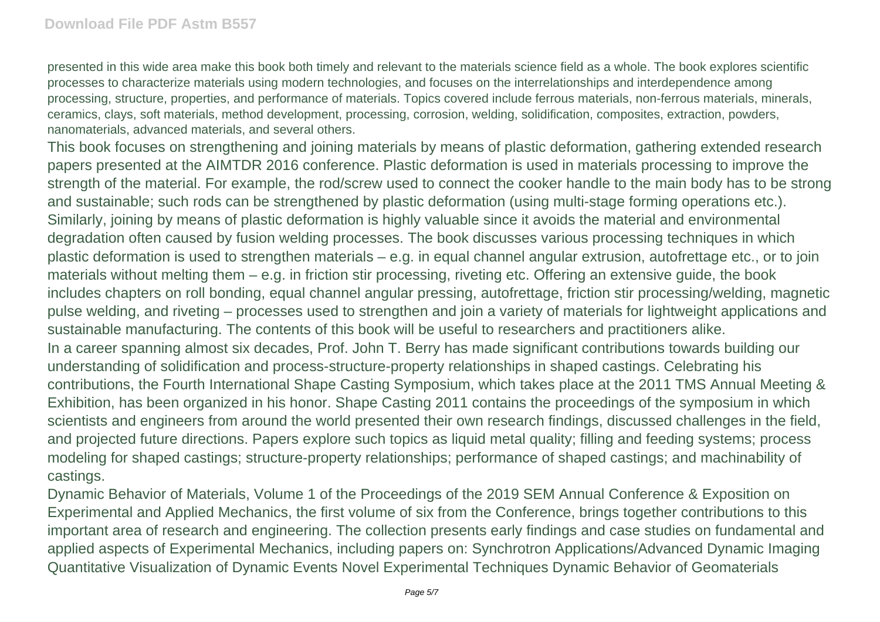presented in this wide area make this book both timely and relevant to the materials science field as a whole. The book explores scientific processes to characterize materials using modern technologies, and focuses on the interrelationships and interdependence among processing, structure, properties, and performance of materials. Topics covered include ferrous materials, non-ferrous materials, minerals, ceramics, clays, soft materials, method development, processing, corrosion, welding, solidification, composites, extraction, powders, nanomaterials, advanced materials, and several others.

This book focuses on strengthening and joining materials by means of plastic deformation, gathering extended research papers presented at the AIMTDR 2016 conference. Plastic deformation is used in materials processing to improve the strength of the material. For example, the rod/screw used to connect the cooker handle to the main body has to be strong and sustainable; such rods can be strengthened by plastic deformation (using multi-stage forming operations etc.). Similarly, joining by means of plastic deformation is highly valuable since it avoids the material and environmental degradation often caused by fusion welding processes. The book discusses various processing techniques in which plastic deformation is used to strengthen materials – e.g. in equal channel angular extrusion, autofrettage etc., or to join materials without melting them – e.g. in friction stir processing, riveting etc. Offering an extensive guide, the book includes chapters on roll bonding, equal channel angular pressing, autofrettage, friction stir processing/welding, magnetic pulse welding, and riveting – processes used to strengthen and join a variety of materials for lightweight applications and sustainable manufacturing. The contents of this book will be useful to researchers and practitioners alike.

In a career spanning almost six decades, Prof. John T. Berry has made significant contributions towards building our understanding of solidification and process-structure-property relationships in shaped castings. Celebrating his contributions, the Fourth International Shape Casting Symposium, which takes place at the 2011 TMS Annual Meeting & Exhibition, has been organized in his honor. Shape Casting 2011 contains the proceedings of the symposium in which scientists and engineers from around the world presented their own research findings, discussed challenges in the field, and projected future directions. Papers explore such topics as liquid metal quality; filling and feeding systems; process modeling for shaped castings; structure-property relationships; performance of shaped castings; and machinability of castings.

Dynamic Behavior of Materials, Volume 1 of the Proceedings of the 2019 SEM Annual Conference & Exposition on Experimental and Applied Mechanics, the first volume of six from the Conference, brings together contributions to this important area of research and engineering. The collection presents early findings and case studies on fundamental and applied aspects of Experimental Mechanics, including papers on: Synchrotron Applications/Advanced Dynamic Imaging Quantitative Visualization of Dynamic Events Novel Experimental Techniques Dynamic Behavior of Geomaterials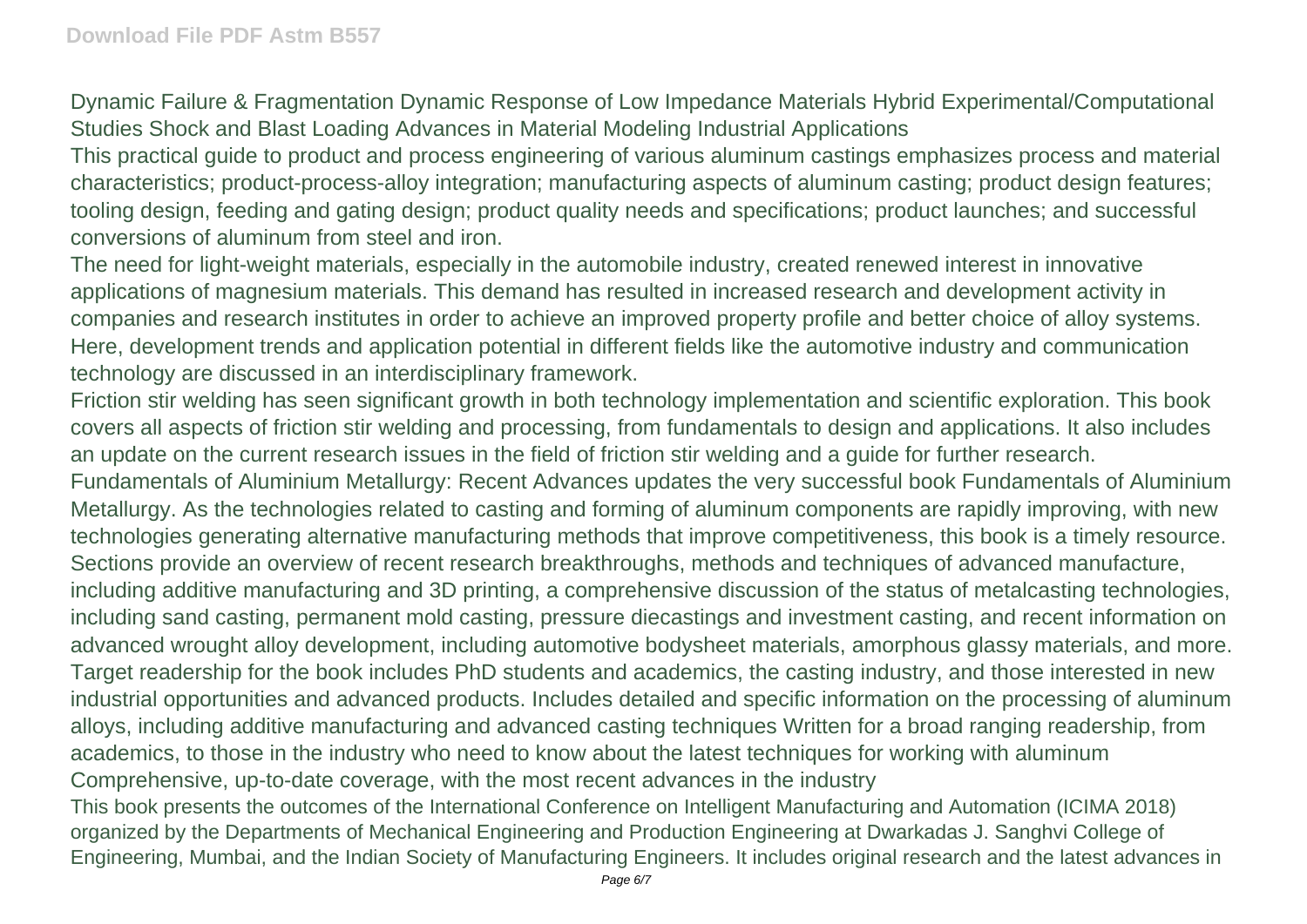Dynamic Failure & Fragmentation Dynamic Response of Low Impedance Materials Hybrid Experimental/Computational Studies Shock and Blast Loading Advances in Material Modeling Industrial Applications

This practical guide to product and process engineering of various aluminum castings emphasizes process and material characteristics; product-process-alloy integration; manufacturing aspects of aluminum casting; product design features; tooling design, feeding and gating design; product quality needs and specifications; product launches; and successful conversions of aluminum from steel and iron.

The need for light-weight materials, especially in the automobile industry, created renewed interest in innovative applications of magnesium materials. This demand has resulted in increased research and development activity in companies and research institutes in order to achieve an improved property profile and better choice of alloy systems. Here, development trends and application potential in different fields like the automotive industry and communication technology are discussed in an interdisciplinary framework.

Friction stir welding has seen significant growth in both technology implementation and scientific exploration. This book covers all aspects of friction stir welding and processing, from fundamentals to design and applications. It also includes an update on the current research issues in the field of friction stir welding and a guide for further research.

Fundamentals of Aluminium Metallurgy: Recent Advances updates the very successful book Fundamentals of Aluminium Metallurgy. As the technologies related to casting and forming of aluminum components are rapidly improving, with new technologies generating alternative manufacturing methods that improve competitiveness, this book is a timely resource. Sections provide an overview of recent research breakthroughs, methods and techniques of advanced manufacture, including additive manufacturing and 3D printing, a comprehensive discussion of the status of metalcasting technologies, including sand casting, permanent mold casting, pressure diecastings and investment casting, and recent information on advanced wrought alloy development, including automotive bodysheet materials, amorphous glassy materials, and more. Target readership for the book includes PhD students and academics, the casting industry, and those interested in new industrial opportunities and advanced products. Includes detailed and specific information on the processing of aluminum alloys, including additive manufacturing and advanced casting techniques Written for a broad ranging readership, from academics, to those in the industry who need to know about the latest techniques for working with aluminum Comprehensive, up-to-date coverage, with the most recent advances in the industry

This book presents the outcomes of the International Conference on Intelligent Manufacturing and Automation (ICIMA 2018) organized by the Departments of Mechanical Engineering and Production Engineering at Dwarkadas J. Sanghvi College of Engineering, Mumbai, and the Indian Society of Manufacturing Engineers. It includes original research and the latest advances in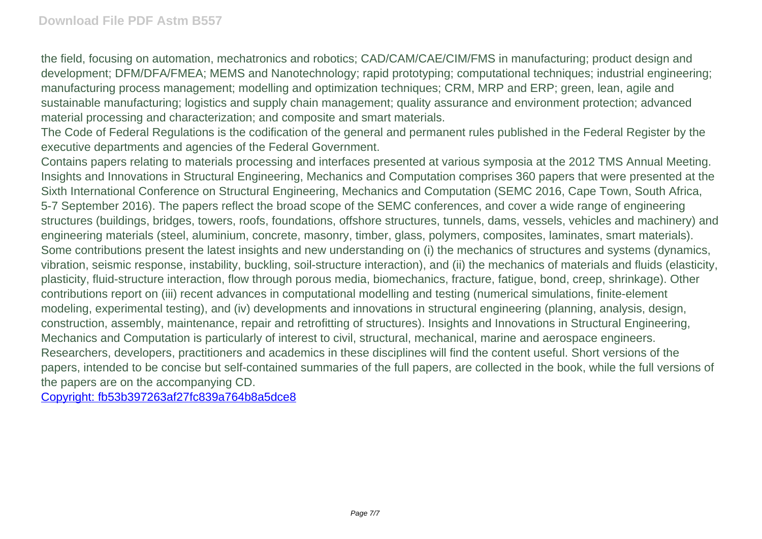the field, focusing on automation, mechatronics and robotics; CAD/CAM/CAE/CIM/FMS in manufacturing; product design and development; DFM/DFA/FMEA; MEMS and Nanotechnology; rapid prototyping; computational techniques; industrial engineering; manufacturing process management; modelling and optimization techniques; CRM, MRP and ERP; green, lean, agile and sustainable manufacturing; logistics and supply chain management; quality assurance and environment protection; advanced material processing and characterization; and composite and smart materials.

The Code of Federal Regulations is the codification of the general and permanent rules published in the Federal Register by the executive departments and agencies of the Federal Government.

Contains papers relating to materials processing and interfaces presented at various symposia at the 2012 TMS Annual Meeting.

Insights and Innovations in Structural Engineering, Mechanics and Computation comprises 360 papers that were presented at the Sixth International Conference on Structural Engineering, Mechanics and Computation (SEMC 2016, Cape Town, South Africa, 5-7 September 2016). The papers reflect the broad scope of the SEMC conferences, and cover a wide range of engineering structures (buildings, bridges, towers, roofs, foundations, offshore structures, tunnels, dams, vessels, vehicles and machinery) and engineering materials (steel, aluminium, concrete, masonry, timber, glass, polymers, composites, laminates, smart materials). Some contributions present the latest insights and new understanding on (i) the mechanics of structures and systems (dynamics, vibration, seismic response, instability, buckling, soil-structure interaction), and (ii) the mechanics of materials and fluids (elasticity, plasticity, fluid-structure interaction, flow through porous media, biomechanics, fracture, fatigue, bond, creep, shrinkage). Other contributions report on (iii) recent advances in computational modelling and testing (numerical simulations, finite-element modeling, experimental testing), and (iv) developments and innovations in structural engineering (planning, analysis, design, construction, assembly, maintenance, repair and retrofitting of structures). Insights and Innovations in Structural Engineering, Mechanics and Computation is particularly of interest to civil, structural, mechanical, marine and aerospace engineers. Researchers, developers, practitioners and academics in these disciplines will find the content useful. Short versions of the papers, intended to be concise but self-contained summaries of the full papers, are collected in the book, while the full versions of the papers are on the accompanying CD.

Copyright: fb53b397263af27fc839a764b8a5dce8